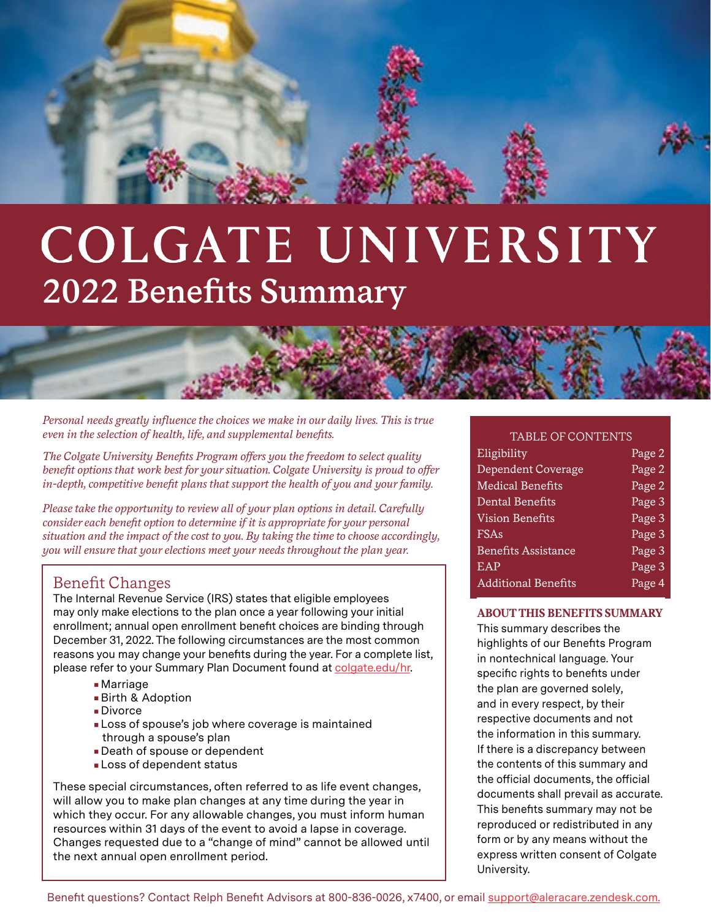# COLGATE UNIVERSITY

## 2022 Benefits Summary

*Personal needs greatly influence the choices we make in our daily lives. This is true even in the selection of health, life, and supplemental benefits.*

*The Colgate University Benefits Program offers you the freedom to select quality benefit options that work best for your situation. Colgate University is proud to offer in-depth, competitive benefit plans that support the health of you and your family.*

*Please take the opportunity to review all of your plan options in detail. Carefully consider each benefit option to determine if it is appropriate for your personal situation and the impact of the cost to you. By taking the time to choose accordingly, you will ensure that your elections meet your needs throughout the plan year.*

### Benefit Changes

The Internal Revenue Service (IRS) states that eligible employees may only make elections to the plan once a year following your initial enrollment; annual open enrollment benefit choices are binding through December 31, 2022. The following circumstances are the most common reasons you may change your benefits during the year. For a complete list, please refer to your Summary Plan Document found at colgate.edu/hr.

- Marriage
- Birth & Adoption
- Divorce
- Loss of spouse's job where coverage is maintained through a spouse's plan
- Death of spouse or dependent
- Loss of dependent status

These special circumstances, often referred to as life event changes, will allow you to make plan changes at any time during the year in which they occur. For any allowable changes, you must inform human resources within 31 days of the event to avoid a lapse in coverage. Changes requested due to a "change of mind" cannot be allowed until the next annual open enrollment period.

| TABLE OF CONTENTS | |
|---|---|
| Eligibility | Page 2 |
| Dependent Coverage | Page 2 |
| Medical Benefits | Page 2 |
| Dental Benefits | Page 3 |
| Vision Benefits | Page 3 |
| FSAs | Page 3 |
| Benefits Assistance | Page 3 |
| EAP | Page 3 |
| Additional Benefits | Page 4 |

**ABOUT THIS BENEFITS SUMMARY**

This summary describes the highlights of our Benefits Program in nontechnical language. Your specific rights to benefits under the plan are governed solely, and in every respect, by their respective documents and not the information in this summary. If there is a discrepancy between the contents of this summary and the official documents, the official documents shall prevail as accurate. This benefits summary may not be reproduced or redistributed in any form or by any means without the express written consent of Colgate University.

Benefit questions? Contact Relph Benefit Advisors at 800-836-0026, x7400, or email support@aleracare.zendesk.com.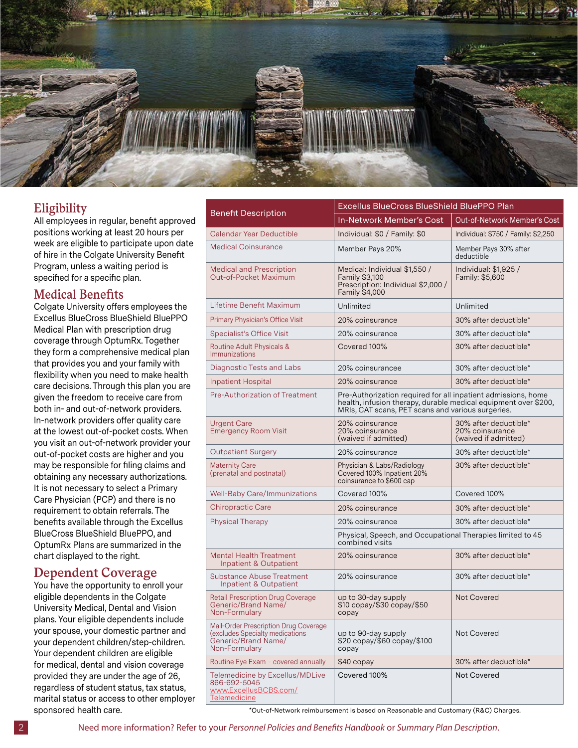## Eligibility

All employees in regular, benefit approved positions working at least 20 hours per week are eligible to participate upon date of hire in the Colgate University Benefit Program, unless a waiting period is specified for a specific plan.

## Medical Benefits

Colgate University offers employees the Excellus BlueCross BlueShield BluePPO Medical Plan with prescription drug coverage through OptumRx. Together they form a comprehensive medical plan that provides you and your family with flexibility when you need to make health care decisions. Through this plan you are given the freedom to receive care from both in- and out-of-network providers. In-network providers offer quality care at the lowest out-of-pocket costs. When you visit an out-of-network provider your out-of-pocket costs are higher and you may be responsible for filing claims and obtaining any necessary authorizations. It is not necessary to select a Primary Care Physician (PCP) and there is no requirement to obtain referrals. The benefits available through the Excellus BlueCross BlueShield BluePPO, and OptumRx Plans are summarized in the chart displayed to the right.

## Dependent Coverage

You have the opportunity to enroll your eligible dependents in the Colgate University Medical, Dental and Vision plans. Your eligible dependents include your spouse, your domestic partner and your dependent children/step-children. Your dependent children are eligible for medical, dental and vision coverage provided they are under the age of 26, regardless of student status, tax status, marital status or access to other employer sponsored health care.

| Benefit Description | Excellus BlueCross BlueShield BluePPO Plan | |
|---|---|---|
| | In-Network Member's Cost | Out-of-Network Member's Cost |
| Calendar Year Deductible | Individual: $0 / Family: $0 | Individual: $750 / Family: $2,250 |
| Medical Coinsurance | Member Pays 20% | Member Pays 30% after deductible |
| Medical and Prescription Out-of-Pocket Maximum | Medical: Individual $1,550 / Family $3,100<br>Prescription: Individual $2,000 / Family $4,000 | Individual: $1,925 / Family: $5,600 |
| Lifetime Benefit Maximum | Unlimited | Unlimited |
| Primary Physician's Office Visit | 20% coinsurance | 30% after deductible* |
| Specialist's Office Visit | 20% coinsurance | 30% after deductible* |
| Routine Adult Physicals & Immunizations | Covered 100% | 30% after deductible* |
| Diagnostic Tests and Labs | 20% coinsurancee | 30% after deductible* |
| Inpatient Hospital | 20% coinsurance | 30% after deductible* |
| Pre-Authorization of Treatment | Pre-Authorization required for all inpatient admissions, home health, infusion therapy, durable medical equipment over $200, MRIs, CAT scans, PET scans and various surgeries. | |
| Urgent Care<br>Emergency Room Visit | 20% coinsurance<br>20% coinsurance<br>(waived if admitted) | 30% after deductible*<br>20% coinsurance<br>(waived if admitted) |
| Outpatient Surgery | 20% coinsurance | 30% after deductible* |
| Maternity Care<br>(prenatal and postnatal) | Physician & Labs/Radiology Covered 100% Inpatient 20% coinsurance to $600 cap | 30% after deductible* |
| Well-Baby Care/Immunizations | Covered 100% | Covered 100% |
| Chiropractic Care | 20% coinsurance | 30% after deductible* |
| Physical Therapy | 20% coinsurance | 30% after deductible* |
| | Physical, Speech, and Occupational Therapies limited to 45 combined visits | |
| Mental Health Treatment<br>Inpatient & Outpatient | 20% coinsurance | 30% after deductible* |
| Substance Abuse Treatment<br>Inpatient & Outpatient | 20% coinsurance | 30% after deductible* |
| Retail Prescription Drug Coverage<br>Generic/Brand Name/<br>Non-Formulary | up to 30-day supply<br>$10 copay/$30 copay/$50 copay | Not Covered |
| Mail-Order Prescription Drug Coverage<br>(excludes Specialty medications<br>Generic/Brand Name/<br>Non-Formulary | up to 90-day supply<br>$20 copay/$60 copay/$100 copay | Not Covered |
| Routine Eye Exam – covered annually | $40 copay | 30% after deductible* |
| Telemedicine by Excellus/MDLive<br>866-692-5045<br>www.ExcellusBCBS.com/Telemedicine | Covered 100% | Not Covered |

*Out-of-Network reimbursement is based on Reasonable and Customary (R&C) Charges.

Need more information? Refer to your *Personnel Policies and Benefits Handbook* or *Summary Plan Description*.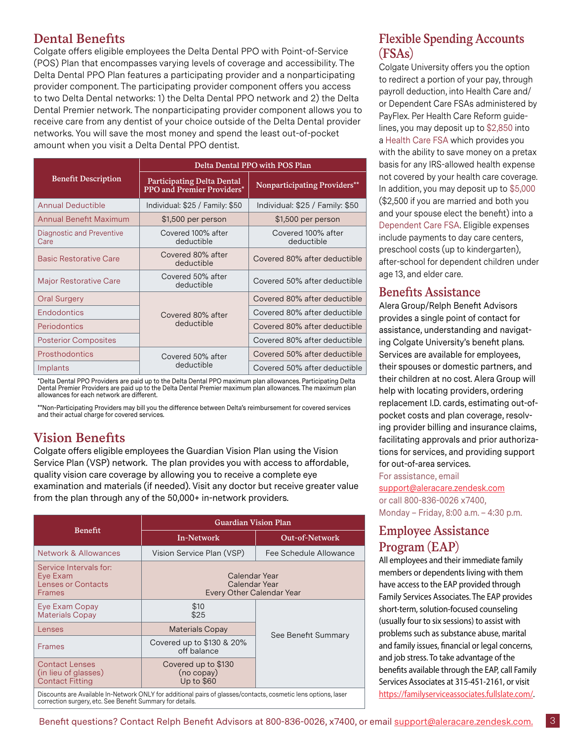## Dental Benefits

Colgate offers eligible employees the Delta Dental PPO with Point-of-Service (POS) Plan that encompasses varying levels of coverage and accessibility. The Delta Dental PPO Plan features a participating provider and a nonparticipating provider component. The participating provider component offers you access to two Delta Dental networks: 1) the Delta Dental PPO network and 2) the Delta Dental Premier network. The nonparticipating provider component allows you to receive care from any dentist of your choice outside of the Delta Dental provider networks. You will save the most money and spend the least out-of-pocket amount when you visit a Delta Dental PPO dentist.

| Benefit Description | Delta Dental PPO with POS Plan | |
|---|---|---|
| | Participating Delta Dental PPO and Premier Providers* | Nonparticipating Providers** |
| Annual Deductible | Individual: $25 / Family: $50 | Individual: $25 / Family: $50 |
| Annual Benefit Maximum | $1,500 per person | $1,500 per person |
| Diagnostic and Preventive Care | Covered 100% after deductible | Covered 100% after deductible |
| Basic Restorative Care | Covered 80% after deductible | Covered 80% after deductible |
| Major Restorative Care | Covered 50% after deductible | Covered 50% after deductible |
| Oral Surgery | Covered 80% after deductible | Covered 80% after deductible |
| Endodontics | | Covered 80% after deductible |
| Periodontics | | Covered 80% after deductible |
| Posterior Composites | | Covered 80% after deductible |
| Prosthodontics | Covered 50% after deductible | Covered 50% after deductible |
| Implants | | Covered 50% after deductible |

*Delta Dental PPO Providers are paid up to the Delta Dental PPO maximum plan allowances. Participating Delta Dental Premier Providers are paid up to the Delta Dental Premier maximum plan allowances. The maximum plan allowances for each network are different.

**Non-Participating Providers may bill you the difference between Delta's reimbursement for covered services and their actual charge for covered services.

## Vision Benefits

Colgate offers eligible employees the Guardian Vision Plan using the Vision Service Plan (VSP) network. The plan provides you with access to affordable, quality vision care coverage by allowing you to receive a complete eye examination and materials (if needed). Visit any doctor but receive greater value from the plan through any of the 50,000+ in-network providers.

| Benefit | Guardian Vision Plan | |
|---|---|---|
| | In-Network | Out-of-Network |
| Network & Allowances | Vision Service Plan (VSP) | Fee Schedule Allowance |
| Service Intervals for: Eye Exam / Lenses or Contacts / Frames | Calendar Year / Calendar Year / Every Other Calendar Year | |
| Eye Exam Copay / Materials Copay | $10 / $25 | See Benefit Summary |
| Lenses | Materials Copay | |
| Frames | Covered up to $130 & 20% off balance | |
| Contact Lenses (in lieu of glasses) / Contact Fitting | Covered up to $130 (no copay) / Up to $60 | |

Discounts are Available In-Network ONLY for additional pairs of glasses/contacts, cosmetic lens options, laser correction surgery, etc. See Benefit Summary for details.

## Flexible Spending Accounts (FSAs)

Colgate University offers you the option to redirect a portion of your pay, through payroll deduction, into Health Care and/or Dependent Care FSAs administered by PayFlex. Per Health Care Reform guidelines, you may deposit up to $2,850 into a Health Care FSA which provides you with the ability to save money on a pretax basis for any IRS-allowed health expense not covered by your health care coverage. In addition, you may deposit up to $5,000 ($2,500 if you are married and both you and your spouse elect the benefit) into a Dependent Care FSA. Eligible expenses include payments to day care centers, preschool costs (up to kindergarten), after-school for dependent children under age 13, and elder care.

## Benefits Assistance

Alera Group/Relph Benefit Advisors provides a single point of contact for assistance, understanding and navigating Colgate University's benefit plans. Services are available for employees, their spouses or domestic partners, and their children at no cost. Alera Group will help with locating providers, ordering replacement I.D. cards, estimating out-of-pocket costs and plan coverage, resolving provider billing and insurance claims, facilitating approvals and prior authorizations for services, and providing support for out-of-area services.

For assistance, email support@aleracare.zendesk.com or call 800-836-0026 x7400, Monday – Friday, 8:00 a.m. – 4:30 p.m.

## Employee Assistance Program (EAP)

All employees and their immediate family members or dependents living with them have access to the EAP provided through Family Services Associates. The EAP provides short-term, solution-focused counseling (usually four to six sessions) to assist with problems such as substance abuse, marital and family issues, financial or legal concerns, and job stress. To take advantage of the benefits available through the EAP, call Family Services Associates at 315-451-2161, or visit https://familyserviceassociates.fullslate.com/.

Benefit questions? Contact Relph Benefit Advisors at 800-836-0026, x7400, or email support@aleracare.zendesk.com.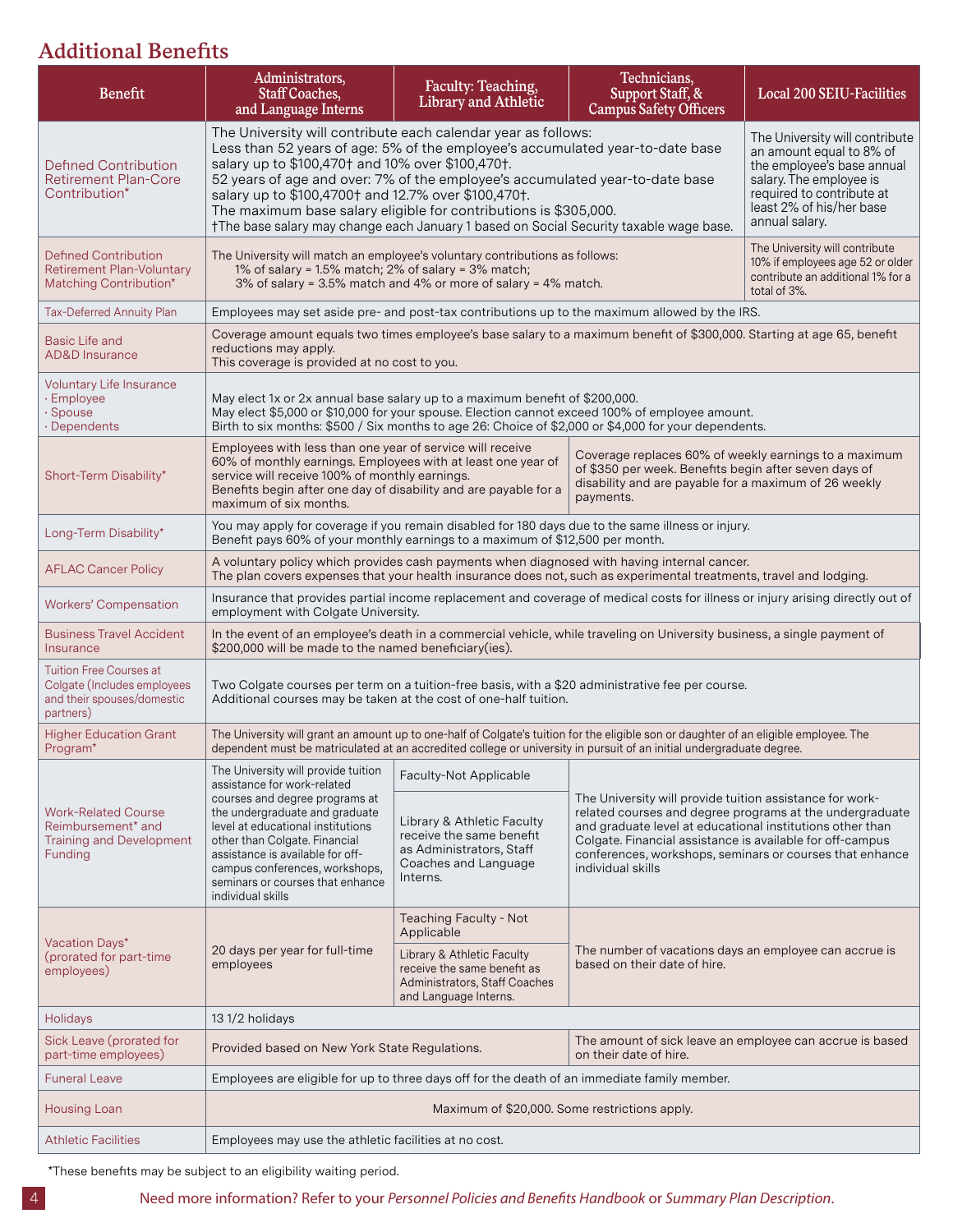## Additional Benefits

| Benefit | Administrators, Staff Coaches, and Language Interns | Faculty: Teaching, Library and Athletic | Technicians, Support Staff, & Campus Safety Officers | Local 200 SEIU-Facilities |
|---|---|---|---|---|
| Defined Contribution Retirement Plan-Core Contribution* | The University will contribute each calendar year as follows: Less than 52 years of age: 5% of the employee's accumulated year-to-date base salary up to $100,470† and 10% over $100,470†. 52 years of age and over: 7% of the employee's accumulated year-to-date base salary up to $100,4700† and 12.7% over $100,470†. The maximum base salary eligible for contributions is $305,000. †The base salary may change each January 1 based on Social Security taxable wage base. | | | The University will contribute an amount equal to 8% of the employee's base annual salary. The employee is required to contribute at least 2% of his/her base annual salary. |
| Defined Contribution Retirement Plan-Voluntary Matching Contribution* | The University will match an employee's voluntary contributions as follows: 1% of salary = 1.5% match; 2% of salary = 3% match; 3% of salary = 3.5% match and 4% or more of salary = 4% match. | | | The University will contribute 10% if employees age 52 or older contribute an additional 1% for a total of 3%. |
| Tax-Deferred Annuity Plan | Employees may set aside pre- and post-tax contributions up to the maximum allowed by the IRS. | | | |
| Basic Life and AD&D Insurance | Coverage amount equals two times employee's base salary to a maximum benefit of $300,000. Starting at age 65, benefit reductions may apply. This coverage is provided at no cost to you. | | | |
| Voluntary Life Insurance · Employee · Spouse · Dependents | May elect 1x or 2x annual base salary up to a maximum benefit of $200,000. May elect $5,000 or $10,000 for your spouse. Election cannot exceed 100% of employee amount. Birth to six months: $500 / Six months to age 26: Choice of $2,000 or $4,000 for your dependents. | | | |
| Short-Term Disability* | Employees with less than one year of service will receive 60% of monthly earnings. Employees with at least one year of service will receive 100% of monthly earnings. Benefits begin after one day of disability and are payable for a maximum of six months. | | Coverage replaces 60% of weekly earnings to a maximum of $350 per week. Benefits begin after seven days of disability and are payable for a maximum of 26 weekly payments. | |
| Long-Term Disability* | You may apply for coverage if you remain disabled for 180 days due to the same illness or injury. Benefit pays 60% of your monthly earnings to a maximum of $12,500 per month. | | | |
| AFLAC Cancer Policy | A voluntary policy which provides cash payments when diagnosed with having internal cancer. The plan covers expenses that your health insurance does not, such as experimental treatments, travel and lodging. | | | |
| Workers' Compensation | Insurance that provides partial income replacement and coverage of medical costs for illness or injury arising directly out of employment with Colgate University. | | | |
| Business Travel Accident Insurance | In the event of an employee's death in a commercial vehicle, while traveling on University business, a single payment of $200,000 will be made to the named beneficiary(ies). | | | |
| Tuition Free Courses at Colgate (Includes employees and their spouses/domestic partners) | Two Colgate courses per term on a tuition-free basis, with a $20 administrative fee per course. Additional courses may be taken at the cost of one-half tuition. | | | |
| Higher Education Grant Program* | The University will grant an amount up to one-half of Colgate's tuition for the eligible son or daughter of an eligible employee. The dependent must be matriculated at an accredited college or university in pursuit of an initial undergraduate degree. | | | |
| Work-Related Course Reimbursement* and Training and Development Funding | The University will provide tuition assistance for work-related courses and degree programs at the undergraduate and graduate level at educational institutions other than Colgate. Financial assistance is available for off-campus conferences, workshops, seminars or courses that enhance individual skills | Faculty-Not Applicable<br>Library & Athletic Faculty receive the same benefit as Administrators, Staff Coaches and Language Interns. | The University will provide tuition assistance for work-related courses and degree programs at the undergraduate and graduate level at educational institutions other than Colgate. Financial assistance is available for off-campus conferences, workshops, seminars or courses that enhance individual skills | |
| Vacation Days* (prorated for part-time employees) | 20 days per year for full-time employees | Teaching Faculty - Not Applicable<br>Library & Athletic Faculty receive the same benefit as Administrators, Staff Coaches and Language Interns. | The number of vacations days an employee can accrue is based on their date of hire. | |
| Holidays | 13 1/2 holidays | | | |
| Sick Leave (prorated for part-time employees) | Provided based on New York State Regulations. | | The amount of sick leave an employee can accrue is based on their date of hire. | |
| Funeral Leave | Employees are eligible for up to three days off for the death of an immediate family member. | | | |
| Housing Loan | Maximum of $20,000. Some restrictions apply. | | | |
| Athletic Facilities | Employees may use the athletic facilities at no cost. | | | |

*These benefits may be subject to an eligibility waiting period.

Need more information? Refer to your *Personnel Policies and Benefits Handbook* or *Summary Plan Description*.